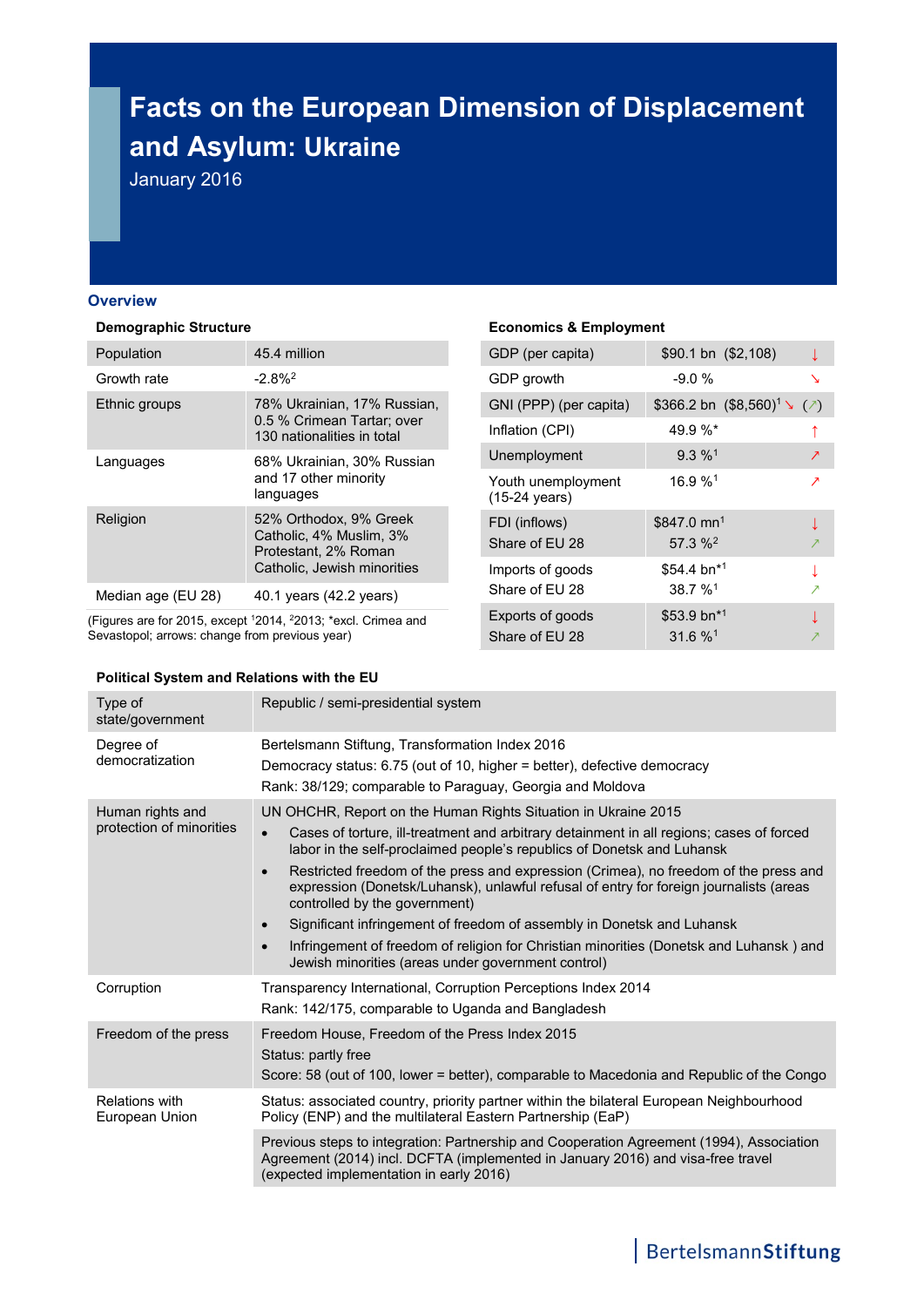# Facts on the European Dimension of Displacement and Asylum: Ukraine

January 2016

## Overview

### Demographic Structure

| | |
|---|---|
| Population | 45.4 million |
| Growth rate | -2.8%[2] |
| Ethnic groups | 78% Ukrainian, 17% Russian, 0.5 % Crimean Tartar; over 130 nationalities in total |
| Languages | 68% Ukrainian, 30% Russian and 17 other minority languages |
| Religion | 52% Orthodox, 9% Greek Catholic, 4% Muslim, 3% Protestant, 2% Roman Catholic, Jewish minorities |
| Median age (EU 28) | 40.1 years (42.2 years) |

(Figures are for 2015, except [1]2014, [2]2013; *excl. Crimea and Sevastopol; arrows: change from previous year)

### Economics & Employment

| | | |
|---|---|---|
| GDP (per capita) | $90.1 bn ($2,108) | ↓ |
| GDP growth | -9.0 % | ↘ |
| GNI (PPP) (per capita) | $366.2 bn ($8,560)[1] | ↘ (↗) |
| Inflation (CPI) | 49.9 %* | ↑ |
| Unemployment | 9.3 %[1] | ↗ |
| Youth unemployment (15-24 years) | 16.9 %[1] | ↗ |
| FDI (inflows)<br>Share of EU 28 | $847.0 mn[1]<br>57.3 %[2] | ↓<br>↗ |
| Imports of goods<br>Share of EU 28 | $54.4 bn*[1]<br>38.7 %[1] | ↓<br>↗ |
| Exports of goods<br>Share of EU 28 | $53.9 bn*[1]<br>31.6 %[1] | ↓<br>↗ |

### Political System and Relations with the EU

| | |
|---|---|
| Type of state/government | Republic / semi-presidential system |
| Degree of democratization | Bertelsmann Stiftung, Transformation Index 2016<br>Democracy status: 6.75 (out of 10, higher = better), defective democracy<br>Rank: 38/129; comparable to Paraguay, Georgia and Moldova |
| Human rights and protection of minorities | UN OHCHR, Report on the Human Rights Situation in Ukraine 2015<br>• Cases of torture, ill-treatment and arbitrary detainment in all regions; cases of forced labor in the self-proclaimed people's republics of Donetsk and Luhansk<br>• Restricted freedom of the press and expression (Crimea), no freedom of the press and expression (Donetsk/Luhansk), unlawful refusal of entry for foreign journalists (areas controlled by the government)<br>• Significant infringement of freedom of assembly in Donetsk and Luhansk<br>• Infringement of freedom of religion for Christian minorities (Donetsk and Luhansk ) and Jewish minorities (areas under government control) |
| Corruption | Transparency International, Corruption Perceptions Index 2014<br>Rank: 142/175, comparable to Uganda and Bangladesh |
| Freedom of the press | Freedom House, Freedom of the Press Index 2015<br>Status: partly free<br>Score: 58 (out of 100, lower = better), comparable to Macedonia and Republic of the Congo |
| Relations with European Union | Status: associated country, priority partner within the bilateral European Neighbourhood Policy (ENP) and the multilateral Eastern Partnership (EaP)<br>Previous steps to integration: Partnership and Cooperation Agreement (1994), Association Agreement (2014) incl. DCFTA (implemented in January 2016) and visa-free travel (expected implementation in early 2016) |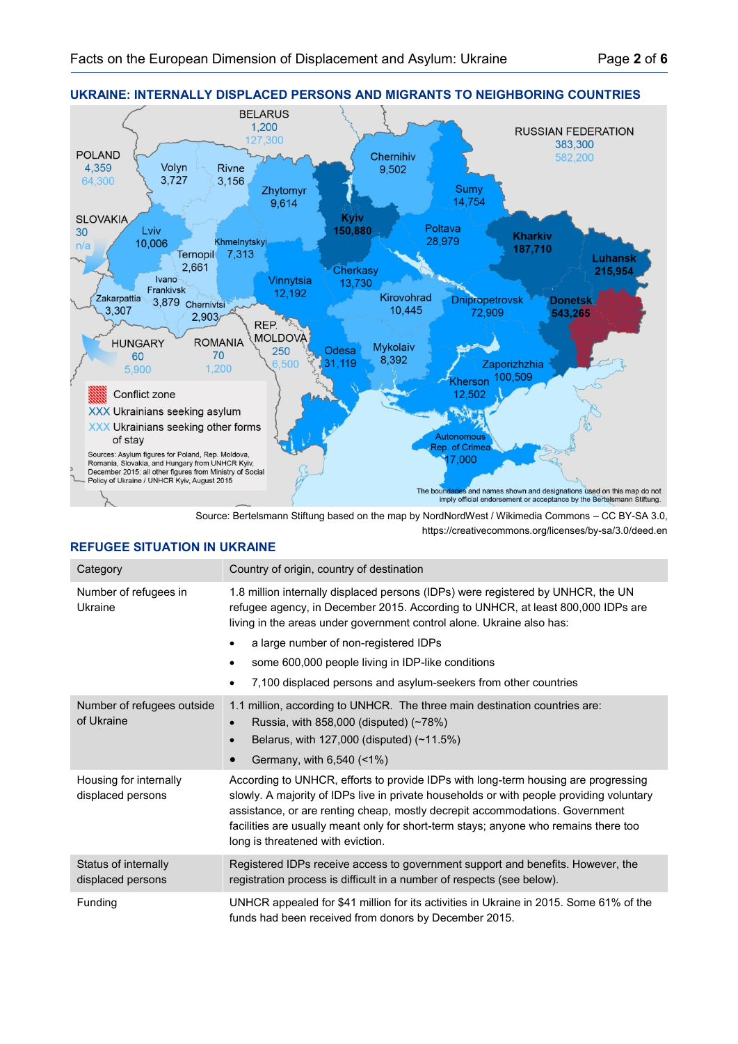## UKRAINE: INTERNALLY DISPLACED PERSONS AND MIGRANTS TO NEIGHBORING COUNTRIES

BELARUS 1,200 127,300

RUSSIAN FEDERATION 383,300 582,200

POLAND 4,359 64,300

SLOVAKIA 30 n/a

HUNGARY 60 5,900

ROMANIA 70 1,200

REP. MOLDOVA 250 6,500

Volyn 3,727 · Rivne 3,156 · Zhytomyr 9,614 · Chernihiv 9,502 · Sumy 14,754 · Kyiv 150,880 · Lviv 10,006 · Khmelnytskyi 7,313 · Ternopil 2,661 · Poltava 28,979 · Kharkiv 187,710 · Luhansk 215,954 · Ivano Frankivsk 3,879 · Zakarpattia 3,307 · Chernivtsi 2,903 · Vinnytsia 12,192 · Cherkasy 13,730 · Kirovohrad 10,445 · Dnipropetrovsk 72,909 · Donetsk 543,265 · Odesa 31,119 · Mykolaiv 8,392 · Zaporizhzhia 100,509 · Kherson 12,502 · Autonomous Rep. of Crimea 17,000

Conflict zone

XXX Ukrainians seeking asylum

XXX Ukrainians seeking other forms of stay

Sources: Asylum figures for Poland, Rep. Moldova, Romania, Slovakia, and Hungary from UNHCR Kyiv, December 2015; all other figures from Ministry of Social Policy of Ukraine / UNHCR Kyiv, August 2015

The boundaries and names shown and designations used on this map do not imply official endorsement or acceptance by the Bertelsmann Stiftung.

Source: Bertelsmann Stiftung based on the map by NordNordWest / Wikimedia Commons – CC BY-SA 3.0, https://creativecommons.org/licenses/by-sa/3.0/deed.en

## REFUGEE SITUATION IN UKRAINE

| Category | Country of origin, country of destination |
|---|---|
| Number of refugees in Ukraine | 1.8 million internally displaced persons (IDPs) were registered by UNHCR, the UN refugee agency, in December 2015. According to UNHCR, at least 800,000 IDPs are living in the areas under government control alone. Ukraine also has:<br>• a large number of non-registered IDPs<br>• some 600,000 people living in IDP-like conditions<br>• 7,100 displaced persons and asylum-seekers from other countries |
| Number of refugees outside of Ukraine | 1.1 million, according to UNHCR. The three main destination countries are:<br>• Russia, with 858,000 (disputed) (~78%)<br>• Belarus, with 127,000 (disputed) (~11.5%)<br>• Germany, with 6,540 (<1%) |
| Housing for internally displaced persons | According to UNHCR, efforts to provide IDPs with long-term housing are progressing slowly. A majority of IDPs live in private households or with people providing voluntary assistance, or are renting cheap, mostly decrepit accommodations. Government facilities are usually meant only for short-term stays; anyone who remains there too long is threatened with eviction. |
| Status of internally displaced persons | Registered IDPs receive access to government support and benefits. However, the registration process is difficult in a number of respects (see below). |
| Funding | UNHCR appealed for $41 million for its activities in Ukraine in 2015. Some 61% of the funds had been received from donors by December 2015. |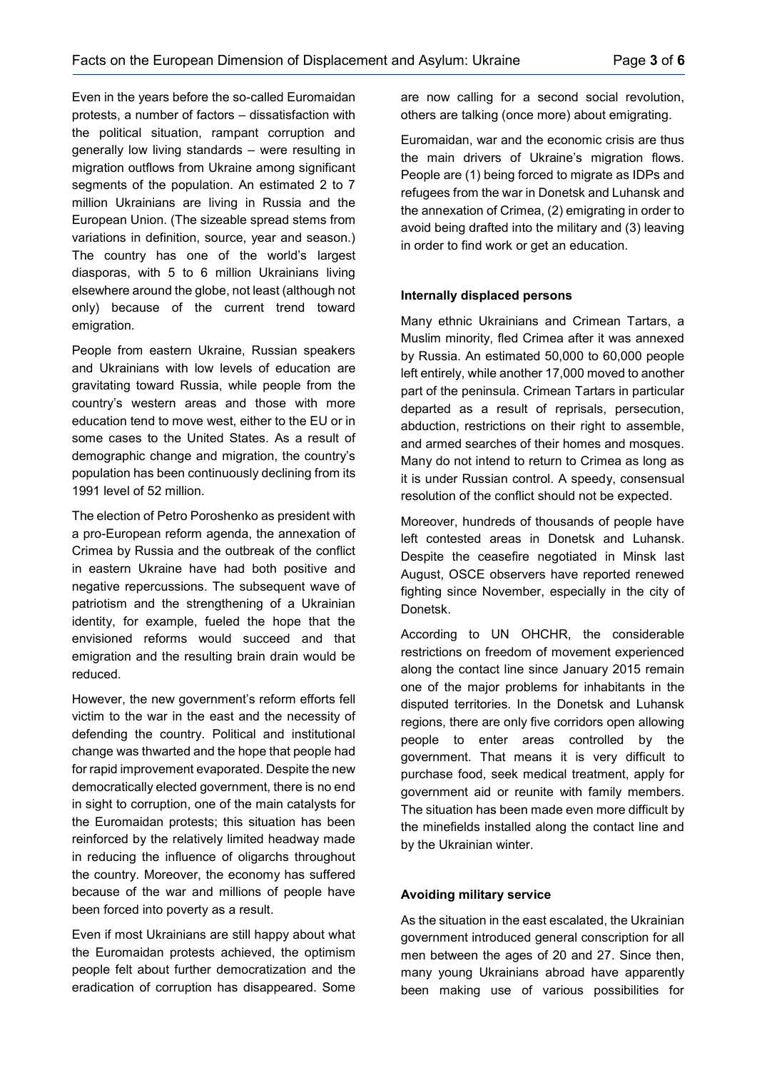Even in the years before the so-called Euromaidan protests, a number of factors – dissatisfaction with the political situation, rampant corruption and generally low living standards – were resulting in migration outflows from Ukraine among significant segments of the population. An estimated 2 to 7 million Ukrainians are living in Russia and the European Union. (The sizeable spread stems from variations in definition, source, year and season.) The country has one of the world's largest diasporas, with 5 to 6 million Ukrainians living elsewhere around the globe, not least (although not only) because of the current trend toward emigration.

People from eastern Ukraine, Russian speakers and Ukrainians with low levels of education are gravitating toward Russia, while people from the country's western areas and those with more education tend to move west, either to the EU or in some cases to the United States. As a result of demographic change and migration, the country's population has been continuously declining from its 1991 level of 52 million.

The election of Petro Poroshenko as president with a pro-European reform agenda, the annexation of Crimea by Russia and the outbreak of the conflict in eastern Ukraine have had both positive and negative repercussions. The subsequent wave of patriotism and the strengthening of a Ukrainian identity, for example, fueled the hope that the envisioned reforms would succeed and that emigration and the resulting brain drain would be reduced.

However, the new government's reform efforts fell victim to the war in the east and the necessity of defending the country. Political and institutional change was thwarted and the hope that people had for rapid improvement evaporated. Despite the new democratically elected government, there is no end in sight to corruption, one of the main catalysts for the Euromaidan protests; this situation has been reinforced by the relatively limited headway made in reducing the influence of oligarchs throughout the country. Moreover, the economy has suffered because of the war and millions of people have been forced into poverty as a result.

Even if most Ukrainians are still happy about what the Euromaidan protests achieved, the optimism people felt about further democratization and the eradication of corruption has disappeared. Some are now calling for a second social revolution, others are talking (once more) about emigrating.

Euromaidan, war and the economic crisis are thus the main drivers of Ukraine's migration flows. People are (1) being forced to migrate as IDPs and refugees from the war in Donetsk and Luhansk and the annexation of Crimea, (2) emigrating in order to avoid being drafted into the military and (3) leaving in order to find work or get an education.

### Internally displaced persons

Many ethnic Ukrainians and Crimean Tartars, a Muslim minority, fled Crimea after it was annexed by Russia. An estimated 50,000 to 60,000 people left entirely, while another 17,000 moved to another part of the peninsula. Crimean Tartars in particular departed as a result of reprisals, persecution, abduction, restrictions on their right to assemble, and armed searches of their homes and mosques. Many do not intend to return to Crimea as long as it is under Russian control. A speedy, consensual resolution of the conflict should not be expected.

Moreover, hundreds of thousands of people have left contested areas in Donetsk and Luhansk. Despite the ceasefire negotiated in Minsk last August, OSCE observers have reported renewed fighting since November, especially in the city of Donetsk.

According to UN OHCHR, the considerable restrictions on freedom of movement experienced along the contact line since January 2015 remain one of the major problems for inhabitants in the disputed territories. In the Donetsk and Luhansk regions, there are only five corridors open allowing people to enter areas controlled by the government. That means it is very difficult to purchase food, seek medical treatment, apply for government aid or reunite with family members. The situation has been made even more difficult by the minefields installed along the contact line and by the Ukrainian winter.

### Avoiding military service

As the situation in the east escalated, the Ukrainian government introduced general conscription for all men between the ages of 20 and 27. Since then, many young Ukrainians abroad have apparently been making use of various possibilities for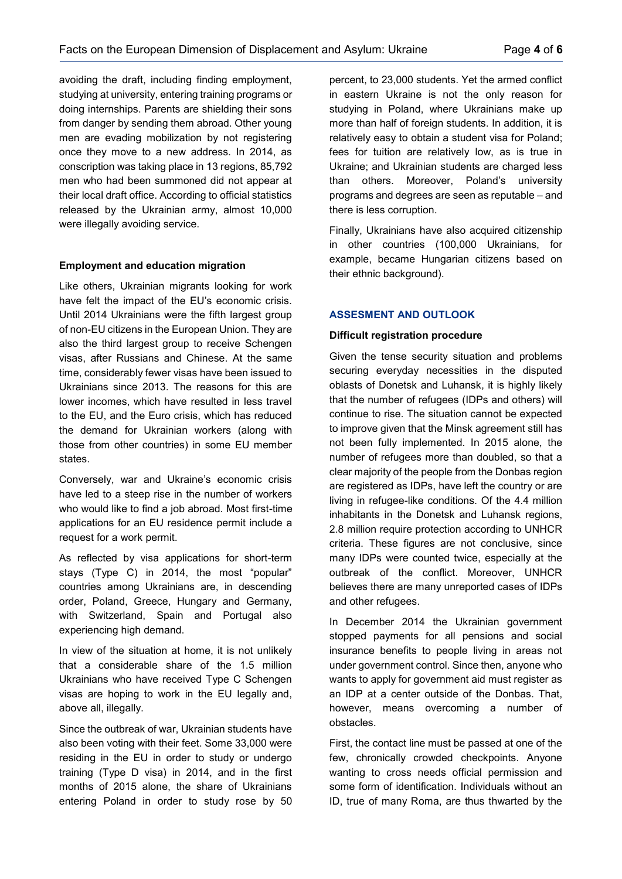avoiding the draft, including finding employment, studying at university, entering training programs or doing internships. Parents are shielding their sons from danger by sending them abroad. Other young men are evading mobilization by not registering once they move to a new address. In 2014, as conscription was taking place in 13 regions, 85,792 men who had been summoned did not appear at their local draft office. According to official statistics released by the Ukrainian army, almost 10,000 were illegally avoiding service.

**Employment and education migration**

Like others, Ukrainian migrants looking for work have felt the impact of the EU's economic crisis. Until 2014 Ukrainians were the fifth largest group of non-EU citizens in the European Union. They are also the third largest group to receive Schengen visas, after Russians and Chinese. At the same time, considerably fewer visas have been issued to Ukrainians since 2013. The reasons for this are lower incomes, which have resulted in less travel to the EU, and the Euro crisis, which has reduced the demand for Ukrainian workers (along with those from other countries) in some EU member states.

Conversely, war and Ukraine's economic crisis have led to a steep rise in the number of workers who would like to find a job abroad. Most first-time applications for an EU residence permit include a request for a work permit.

As reflected by visa applications for short-term stays (Type C) in 2014, the most "popular" countries among Ukrainians are, in descending order, Poland, Greece, Hungary and Germany, with Switzerland, Spain and Portugal also experiencing high demand.

In view of the situation at home, it is not unlikely that a considerable share of the 1.5 million Ukrainians who have received Type C Schengen visas are hoping to work in the EU legally and, above all, illegally.

Since the outbreak of war, Ukrainian students have also been voting with their feet. Some 33,000 were residing in the EU in order to study or undergo training (Type D visa) in 2014, and in the first months of 2015 alone, the share of Ukrainians entering Poland in order to study rose by 50 percent, to 23,000 students. Yet the armed conflict in eastern Ukraine is not the only reason for studying in Poland, where Ukrainians make up more than half of foreign students. In addition, it is relatively easy to obtain a student visa for Poland; fees for tuition are relatively low, as is true in Ukraine; and Ukrainian students are charged less than others. Moreover, Poland's university programs and degrees are seen as reputable – and there is less corruption.

Finally, Ukrainians have also acquired citizenship in other countries (100,000 Ukrainians, for example, became Hungarian citizens based on their ethnic background).

## ASSESMENT AND OUTLOOK

**Difficult registration procedure**

Given the tense security situation and problems securing everyday necessities in the disputed oblasts of Donetsk and Luhansk, it is highly likely that the number of refugees (IDPs and others) will continue to rise. The situation cannot be expected to improve given that the Minsk agreement still has not been fully implemented. In 2015 alone, the number of refugees more than doubled, so that a clear majority of the people from the Donbas region are registered as IDPs, have left the country or are living in refugee-like conditions. Of the 4.4 million inhabitants in the Donetsk and Luhansk regions, 2.8 million require protection according to UNHCR criteria. These figures are not conclusive, since many IDPs were counted twice, especially at the outbreak of the conflict. Moreover, UNHCR believes there are many unreported cases of IDPs and other refugees.

In December 2014 the Ukrainian government stopped payments for all pensions and social insurance benefits to people living in areas not under government control. Since then, anyone who wants to apply for government aid must register as an IDP at a center outside of the Donbas. That, however, means overcoming a number of obstacles.

First, the contact line must be passed at one of the few, chronically crowded checkpoints. Anyone wanting to cross needs official permission and some form of identification. Individuals without an ID, true of many Roma, are thus thwarted by the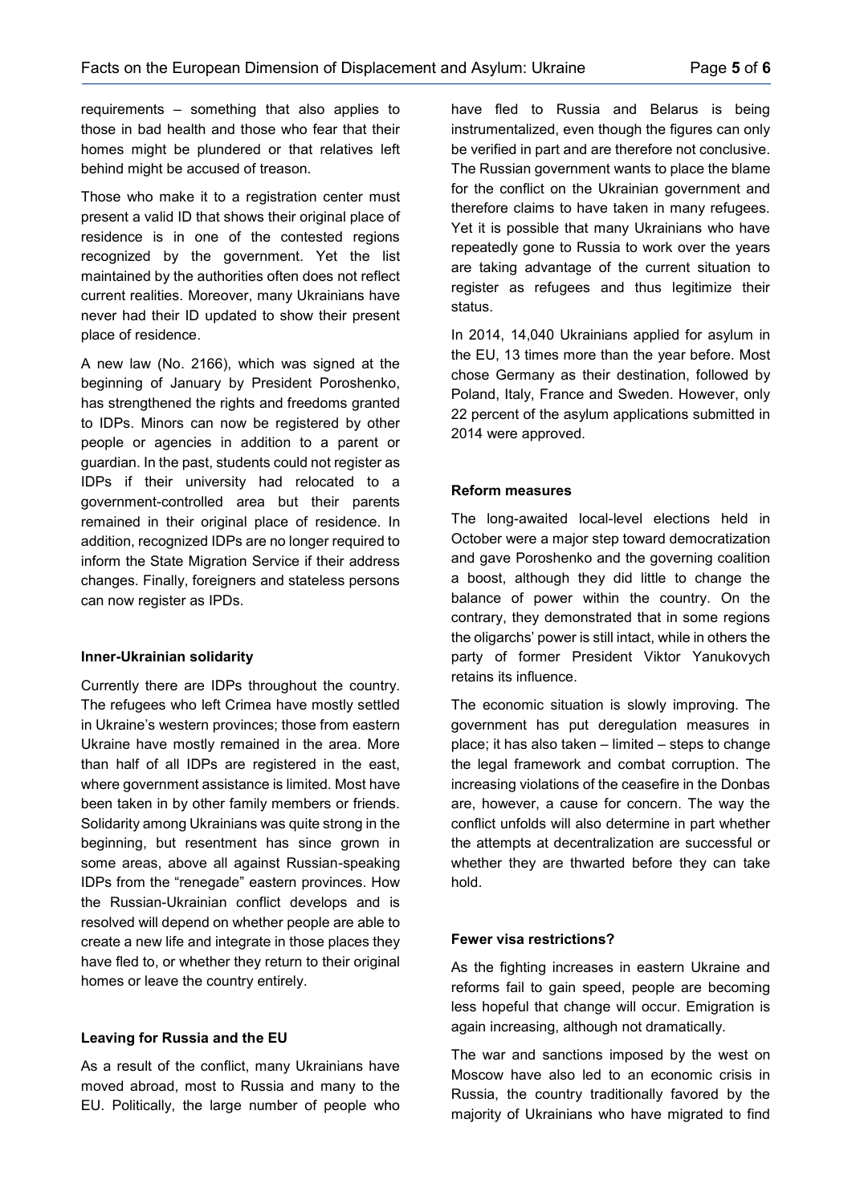requirements – something that also applies to those in bad health and those who fear that their homes might be plundered or that relatives left behind might be accused of treason.

Those who make it to a registration center must present a valid ID that shows their original place of residence is in one of the contested regions recognized by the government. Yet the list maintained by the authorities often does not reflect current realities. Moreover, many Ukrainians have never had their ID updated to show their present place of residence.

A new law (No. 2166), which was signed at the beginning of January by President Poroshenko, has strengthened the rights and freedoms granted to IDPs. Minors can now be registered by other people or agencies in addition to a parent or guardian. In the past, students could not register as IDPs if their university had relocated to a government-controlled area but their parents remained in their original place of residence. In addition, recognized IDPs are no longer required to inform the State Migration Service if their address changes. Finally, foreigners and stateless persons can now register as IPDs.

#### Inner-Ukrainian solidarity

Currently there are IDPs throughout the country. The refugees who left Crimea have mostly settled in Ukraine's western provinces; those from eastern Ukraine have mostly remained in the area. More than half of all IDPs are registered in the east, where government assistance is limited. Most have been taken in by other family members or friends. Solidarity among Ukrainians was quite strong in the beginning, but resentment has since grown in some areas, above all against Russian-speaking IDPs from the "renegade" eastern provinces. How the Russian-Ukrainian conflict develops and is resolved will depend on whether people are able to create a new life and integrate in those places they have fled to, or whether they return to their original homes or leave the country entirely.

#### Leaving for Russia and the EU

As a result of the conflict, many Ukrainians have moved abroad, most to Russia and many to the EU. Politically, the large number of people who have fled to Russia and Belarus is being instrumentalized, even though the figures can only be verified in part and are therefore not conclusive. The Russian government wants to place the blame for the conflict on the Ukrainian government and therefore claims to have taken in many refugees. Yet it is possible that many Ukrainians who have repeatedly gone to Russia to work over the years are taking advantage of the current situation to register as refugees and thus legitimize their status.

In 2014, 14,040 Ukrainians applied for asylum in the EU, 13 times more than the year before. Most chose Germany as their destination, followed by Poland, Italy, France and Sweden. However, only 22 percent of the asylum applications submitted in 2014 were approved.

#### Reform measures

The long-awaited local-level elections held in October were a major step toward democratization and gave Poroshenko and the governing coalition a boost, although they did little to change the balance of power within the country. On the contrary, they demonstrated that in some regions the oligarchs' power is still intact, while in others the party of former President Viktor Yanukovych retains its influence.

The economic situation is slowly improving. The government has put deregulation measures in place; it has also taken – limited – steps to change the legal framework and combat corruption. The increasing violations of the ceasefire in the Donbas are, however, a cause for concern. The way the conflict unfolds will also determine in part whether the attempts at decentralization are successful or whether they are thwarted before they can take hold.

#### Fewer visa restrictions?

As the fighting increases in eastern Ukraine and reforms fail to gain speed, people are becoming less hopeful that change will occur. Emigration is again increasing, although not dramatically.

The war and sanctions imposed by the west on Moscow have also led to an economic crisis in Russia, the country traditionally favored by the majority of Ukrainians who have migrated to find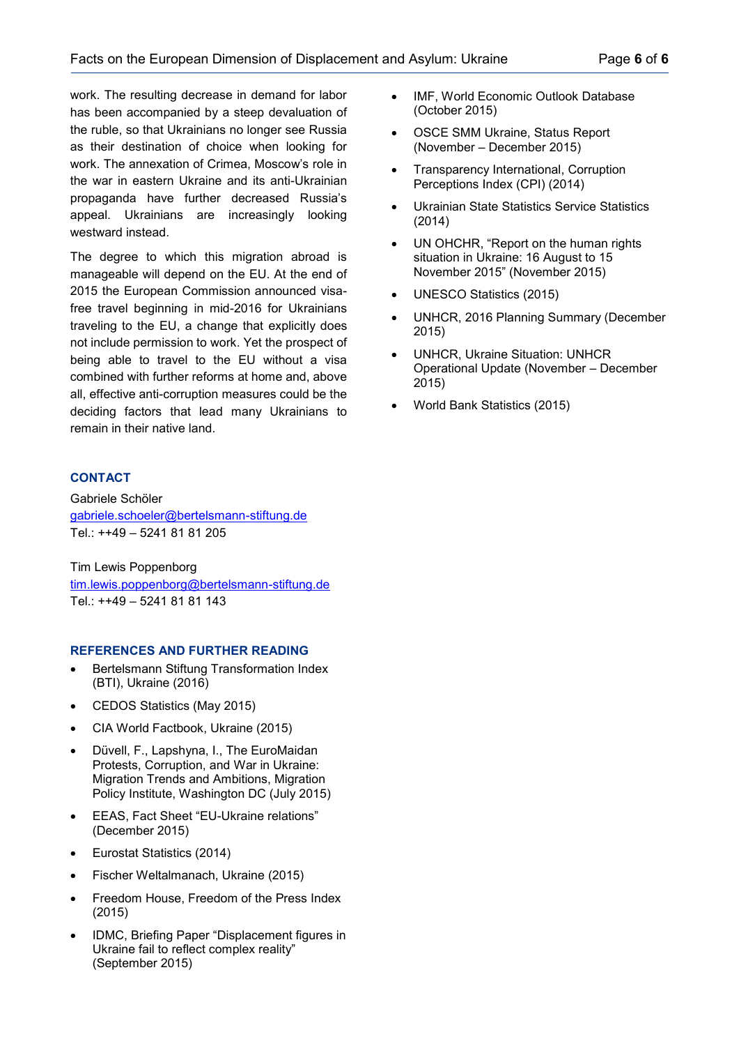work. The resulting decrease in demand for labor has been accompanied by a steep devaluation of the ruble, so that Ukrainians no longer see Russia as their destination of choice when looking for work. The annexation of Crimea, Moscow's role in the war in eastern Ukraine and its anti-Ukrainian propaganda have further decreased Russia's appeal. Ukrainians are increasingly looking westward instead.

The degree to which this migration abroad is manageable will depend on the EU. At the end of 2015 the European Commission announced visa-free travel beginning in mid-2016 for Ukrainians traveling to the EU, a change that explicitly does not include permission to work. Yet the prospect of being able to travel to the EU without a visa combined with further reforms at home and, above all, effective anti-corruption measures could be the deciding factors that lead many Ukrainians to remain in their native land.

## CONTACT

Gabriele Schöler
gabriele.schoeler@bertelsmann-stiftung.de
Tel.: ++49 – 5241 81 81 205

Tim Lewis Poppenborg
tim.lewis.poppenborg@bertelsmann-stiftung.de
Tel.: ++49 – 5241 81 81 143

## REFERENCES AND FURTHER READING

- Bertelsmann Stiftung Transformation Index (BTI), Ukraine (2016)
- CEDOS Statistics (May 2015)
- CIA World Factbook, Ukraine (2015)
- Düvell, F., Lapshyna, I., The EuroMaidan Protests, Corruption, and War in Ukraine: Migration Trends and Ambitions, Migration Policy Institute, Washington DC (July 2015)
- EEAS, Fact Sheet "EU-Ukraine relations" (December 2015)
- Eurostat Statistics (2014)
- Fischer Weltalmanach, Ukraine (2015)
- Freedom House, Freedom of the Press Index (2015)
- IDMC, Briefing Paper "Displacement figures in Ukraine fail to reflect complex reality" (September 2015)
- IMF, World Economic Outlook Database (October 2015)
- OSCE SMM Ukraine, Status Report (November – December 2015)
- Transparency International, Corruption Perceptions Index (CPI) (2014)
- Ukrainian State Statistics Service Statistics (2014)
- UN OHCHR, "Report on the human rights situation in Ukraine: 16 August to 15 November 2015" (November 2015)
- UNESCO Statistics (2015)
- UNHCR, 2016 Planning Summary (December 2015)
- UNHCR, Ukraine Situation: UNHCR Operational Update (November – December 2015)
- World Bank Statistics (2015)